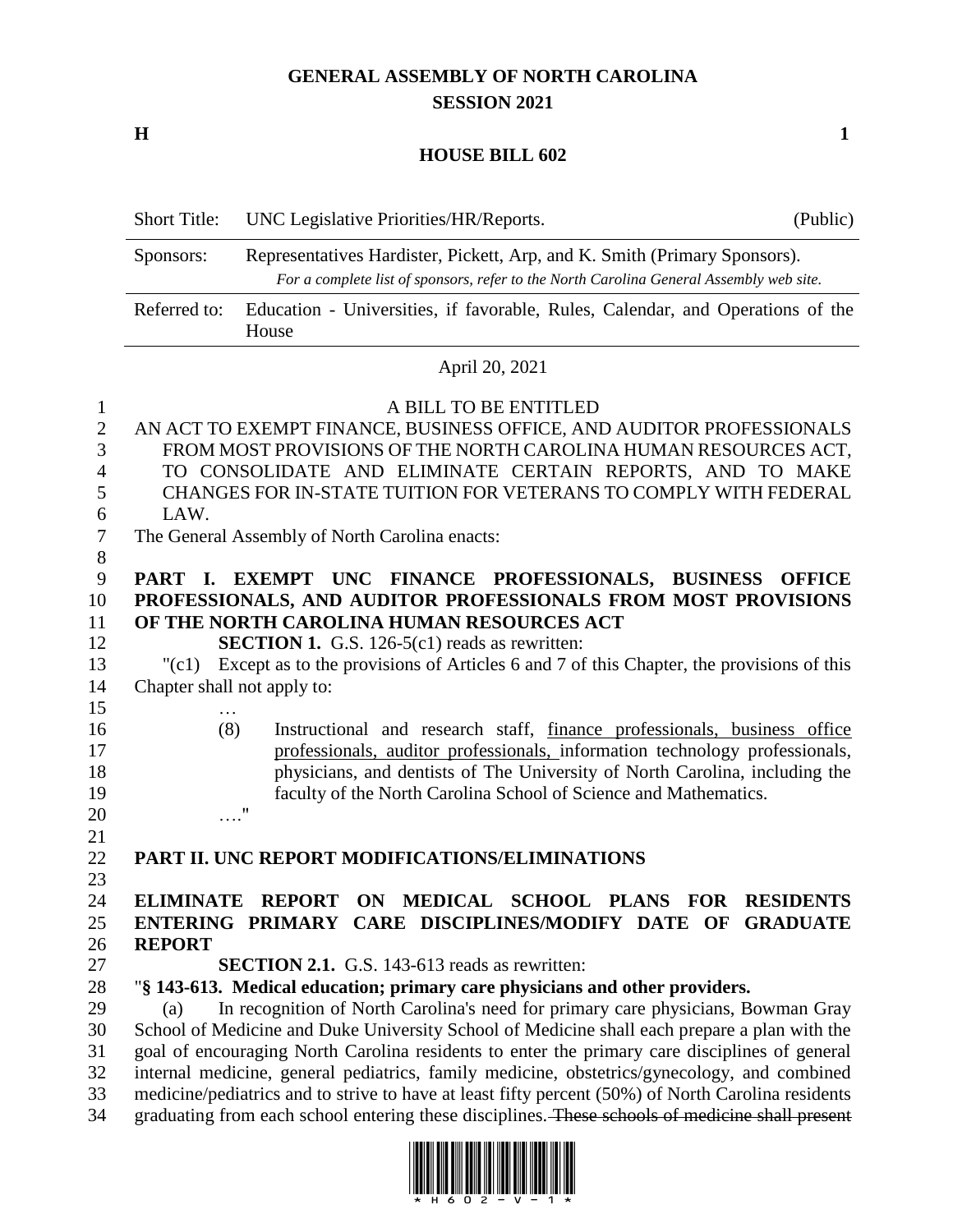# GENERAL ASSEMBLY OF NORTH CAROLINA
## SESSION 2021

**H** **1**

## HOUSE BILL 602

| Short Title: | UNC Legislative Priorities/HR/Reports. | (Public) |
|---|---|---|
| Sponsors: | Representatives Hardister, Pickett, Arp, and K. Smith (Primary Sponsors). *For a complete list of sponsors, refer to the North Carolina General Assembly web site.* | |
| Referred to: | Education - Universities, if favorable, Rules, Calendar, and Operations of the House | |

April 20, 2021

A BILL TO BE ENTITLED

AN ACT TO EXEMPT FINANCE, BUSINESS OFFICE, AND AUDITOR PROFESSIONALS FROM MOST PROVISIONS OF THE NORTH CAROLINA HUMAN RESOURCES ACT, TO CONSOLIDATE AND ELIMINATE CERTAIN REPORTS, AND TO MAKE CHANGES FOR IN-STATE TUITION FOR VETERANS TO COMPLY WITH FEDERAL LAW.

The General Assembly of North Carolina enacts:

**PART I. EXEMPT UNC FINANCE PROFESSIONALS, BUSINESS OFFICE PROFESSIONALS, AND AUDITOR PROFESSIONALS FROM MOST PROVISIONS OF THE NORTH CAROLINA HUMAN RESOURCES ACT**

**SECTION 1.** G.S. 126-5(c1) reads as rewritten:

"(c1) Except as to the provisions of Articles 6 and 7 of this Chapter, the provisions of this Chapter shall not apply to:

…

(8) Instructional and research staff, <u>finance professionals, business office professionals, auditor professionals,</u> information technology professionals, physicians, and dentists of The University of North Carolina, including the faculty of the North Carolina School of Science and Mathematics.

…."

**PART II. UNC REPORT MODIFICATIONS/ELIMINATIONS**

**ELIMINATE REPORT ON MEDICAL SCHOOL PLANS FOR RESIDENTS ENTERING PRIMARY CARE DISCIPLINES/MODIFY DATE OF GRADUATE REPORT**

**SECTION 2.1.** G.S. 143-613 reads as rewritten:

"**§ 143-613. Medical education; primary care physicians and other providers.**

(a) In recognition of North Carolina's need for primary care physicians, Bowman Gray School of Medicine and Duke University School of Medicine shall each prepare a plan with the goal of encouraging North Carolina residents to enter the primary care disciplines of general internal medicine, general pediatrics, family medicine, obstetrics/gynecology, and combined medicine/pediatrics and to strive to have at least fifty percent (50%) of North Carolina residents graduating from each school entering these disciplines. ~~These schools of medicine shall present~~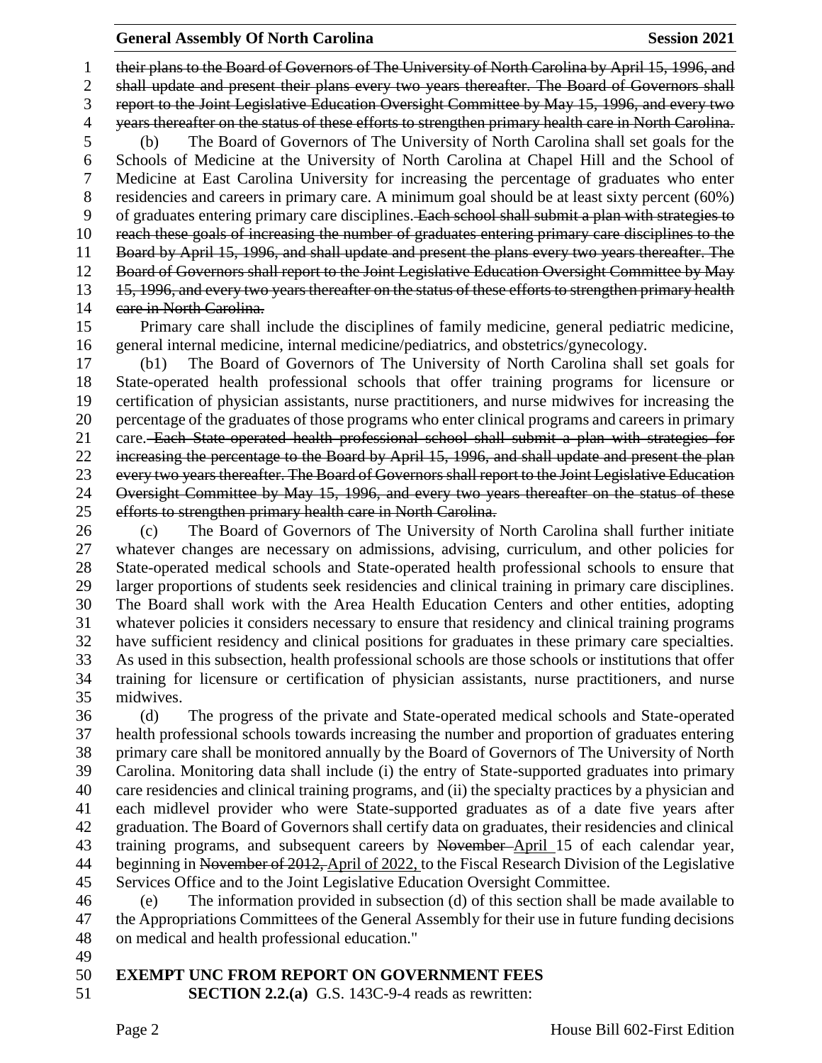their plans to the Board of Governors of The University of North Carolina by April 15, 1996, and shall update and present their plans every two years thereafter. The Board of Governors shall report to the Joint Legislative Education Oversight Committee by May 15, 1996, and every two years thereafter on the status of these efforts to strengthen primary health care in North Carolina.

(b) The Board of Governors of The University of North Carolina shall set goals for the Schools of Medicine at the University of North Carolina at Chapel Hill and the School of Medicine at East Carolina University for increasing the percentage of graduates who enter residencies and careers in primary care. A minimum goal should be at least sixty percent (60%) of graduates entering primary care disciplines. Each school shall submit a plan with strategies to reach these goals of increasing the number of graduates entering primary care disciplines to the Board by April 15, 1996, and shall update and present the plans every two years thereafter. The Board of Governors shall report to the Joint Legislative Education Oversight Committee by May 15, 1996, and every two years thereafter on the status of these efforts to strengthen primary health care in North Carolina.

Primary care shall include the disciplines of family medicine, general pediatric medicine, general internal medicine, internal medicine/pediatrics, and obstetrics/gynecology.

(b1) The Board of Governors of The University of North Carolina shall set goals for State-operated health professional schools that offer training programs for licensure or certification of physician assistants, nurse practitioners, and nurse midwives for increasing the percentage of the graduates of those programs who enter clinical programs and careers in primary care. Each State-operated health professional school shall submit a plan with strategies for increasing the percentage to the Board by April 15, 1996, and shall update and present the plan every two years thereafter. The Board of Governors shall report to the Joint Legislative Education Oversight Committee by May 15, 1996, and every two years thereafter on the status of these efforts to strengthen primary health care in North Carolina.

(c) The Board of Governors of The University of North Carolina shall further initiate whatever changes are necessary on admissions, advising, curriculum, and other policies for State-operated medical schools and State-operated health professional schools to ensure that larger proportions of students seek residencies and clinical training in primary care disciplines. The Board shall work with the Area Health Education Centers and other entities, adopting whatever policies it considers necessary to ensure that residency and clinical training programs have sufficient residency and clinical positions for graduates in these primary care specialties. As used in this subsection, health professional schools are those schools or institutions that offer training for licensure or certification of physician assistants, nurse practitioners, and nurse midwives.

(d) The progress of the private and State-operated medical schools and State-operated health professional schools towards increasing the number and proportion of graduates entering primary care shall be monitored annually by the Board of Governors of The University of North Carolina. Monitoring data shall include (i) the entry of State-supported graduates into primary care residencies and clinical training programs, and (ii) the specialty practices by a physician and each midlevel provider who were State-supported graduates as of a date five years after graduation. The Board of Governors shall certify data on graduates, their residencies and clinical training programs, and subsequent careers by November April 15 of each calendar year, beginning in November of 2012, April of 2022, to the Fiscal Research Division of the Legislative Services Office and to the Joint Legislative Education Oversight Committee.

(e) The information provided in subsection (d) of this section shall be made available to the Appropriations Committees of the General Assembly for their use in future funding decisions on medical and health professional education."

**EXEMPT UNC FROM REPORT ON GOVERNMENT FEES**

**SECTION 2.2.(a)** G.S. 143C-9-4 reads as rewritten: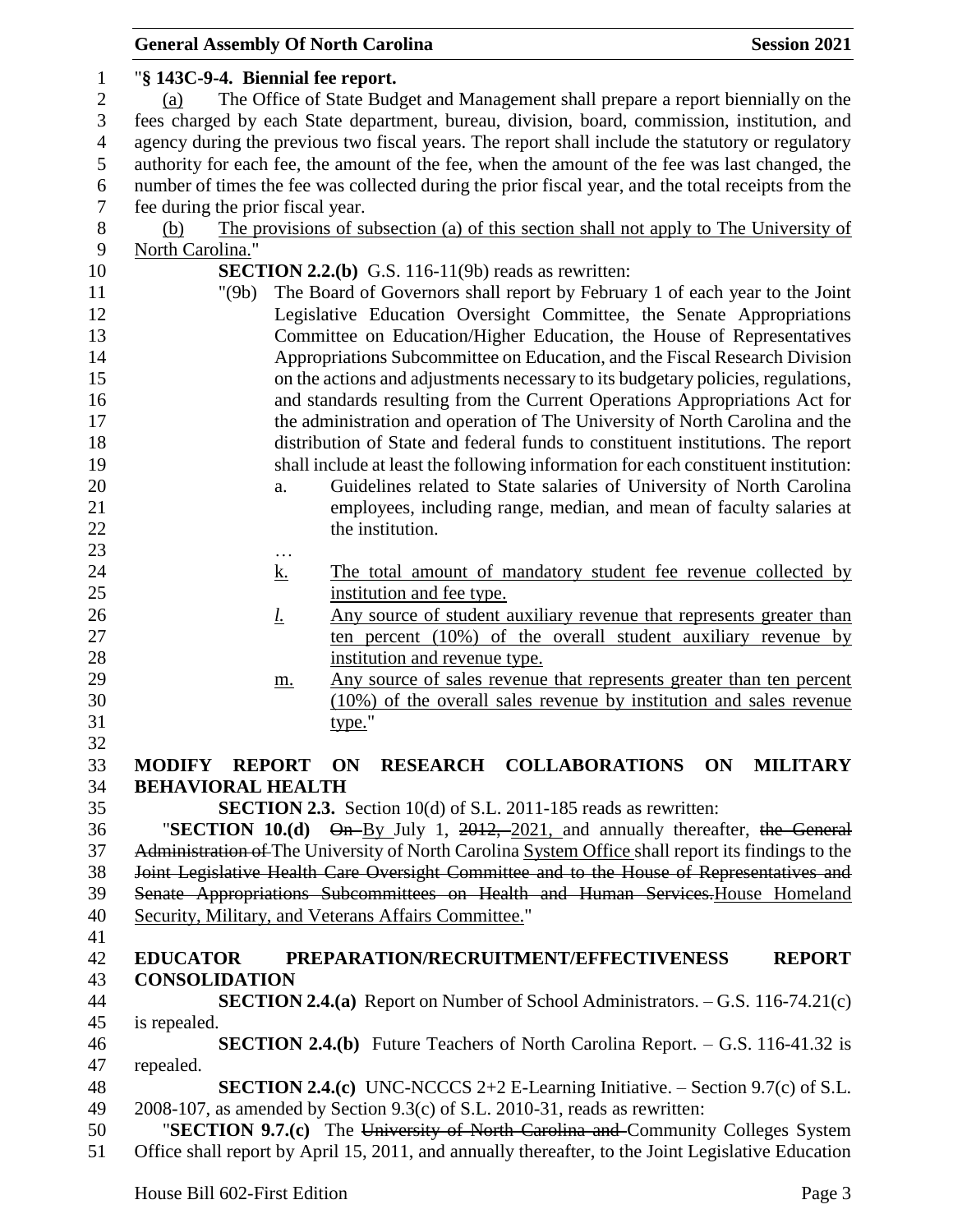"**§ 143C-9-4. Biennial fee report.**

(a) The Office of State Budget and Management shall prepare a report biennially on the fees charged by each State department, bureau, division, board, commission, institution, and agency during the previous two fiscal years. The report shall include the statutory or regulatory authority for each fee, the amount of the fee, when the amount of the fee was last changed, the number of times the fee was collected during the prior fiscal year, and the total receipts from the fee during the prior fiscal year.

(b) The provisions of subsection (a) of this section shall not apply to The University of North Carolina."

**SECTION 2.2.(b)** G.S. 116-11(9b) reads as rewritten:

"(9b) The Board of Governors shall report by February 1 of each year to the Joint Legislative Education Oversight Committee, the Senate Appropriations Committee on Education/Higher Education, the House of Representatives Appropriations Subcommittee on Education, and the Fiscal Research Division on the actions and adjustments necessary to its budgetary policies, regulations, and standards resulting from the Current Operations Appropriations Act for the administration and operation of The University of North Carolina and the distribution of State and federal funds to constituent institutions. The report shall include at least the following information for each constituent institution:

a. Guidelines related to State salaries of University of North Carolina employees, including range, median, and mean of faculty salaries at the institution.

…

k. The total amount of mandatory student fee revenue collected by institution and fee type.

*l.* Any source of student auxiliary revenue that represents greater than ten percent (10%) of the overall student auxiliary revenue by institution and revenue type.

m. Any source of sales revenue that represents greater than ten percent (10%) of the overall sales revenue by institution and sales revenue type."

**MODIFY REPORT ON RESEARCH COLLABORATIONS ON MILITARY BEHAVIORAL HEALTH**

**SECTION 2.3.** Section 10(d) of S.L. 2011-185 reads as rewritten:

"**SECTION 10.(d)** ~~On~~ By July 1, ~~2012,~~ 2021, and annually thereafter, ~~the General Administration of~~ The University of North Carolina System Office shall report its findings to the ~~Joint Legislative Health Care Oversight Committee and to the House of Representatives and Senate Appropriations Subcommittees on Health and Human Services.~~House Homeland Security, Military, and Veterans Affairs Committee."

**EDUCATOR PREPARATION/RECRUITMENT/EFFECTIVENESS REPORT CONSOLIDATION**

**SECTION 2.4.(a)** Report on Number of School Administrators. – G.S. 116-74.21(c) is repealed.

**SECTION 2.4.(b)** Future Teachers of North Carolina Report. – G.S. 116-41.32 is repealed.

**SECTION 2.4.(c)** UNC-NCCCS 2+2 E-Learning Initiative. – Section 9.7(c) of S.L. 2008-107, as amended by Section 9.3(c) of S.L. 2010-31, reads as rewritten:

"**SECTION 9.7.(c)** The ~~University of North Carolina and~~ Community Colleges System Office shall report by April 15, 2011, and annually thereafter, to the Joint Legislative Education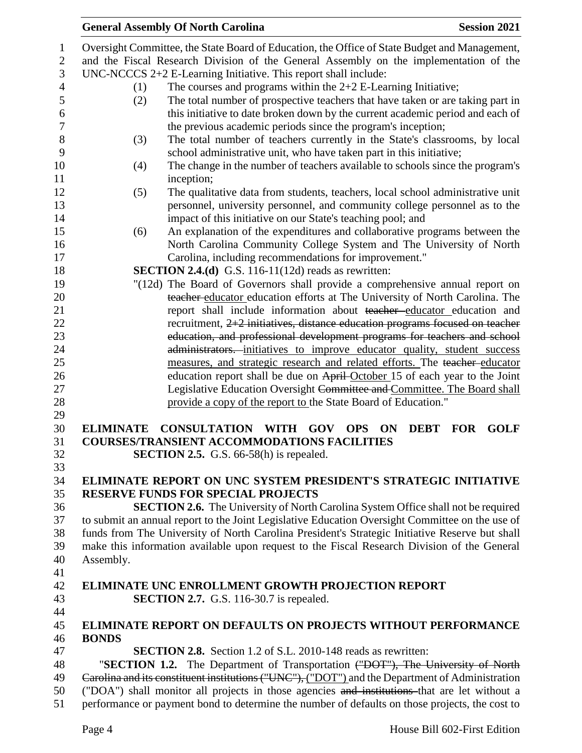Oversight Committee, the State Board of Education, the Office of State Budget and Management, and the Fiscal Research Division of the General Assembly on the implementation of the UNC-NCCCS 2+2 E-Learning Initiative. This report shall include:

(1) The courses and programs within the 2+2 E-Learning Initiative;

(2) The total number of prospective teachers that have taken or are taking part in this initiative to date broken down by the current academic period and each of the previous academic periods since the program's inception;

(3) The total number of teachers currently in the State's classrooms, by local school administrative unit, who have taken part in this initiative;

(4) The change in the number of teachers available to schools since the program's inception;

(5) The qualitative data from students, teachers, local school administrative unit personnel, university personnel, and community college personnel as to the impact of this initiative on our State's teaching pool; and

(6) An explanation of the expenditures and collaborative programs between the North Carolina Community College System and The University of North Carolina, including recommendations for improvement."

**SECTION 2.4.(d)** G.S. 116-11(12d) reads as rewritten:

"(12d) The Board of Governors shall provide a comprehensive annual report on ~~teacher~~ educator education efforts at The University of North Carolina. The report shall include information about ~~teacher~~ educator education and recruitment, ~~2+2 initiatives, distance education programs focused on teacher education, and professional development programs for teachers and school administrators.~~ initiatives to improve educator quality, student success measures, and strategic research and related efforts. The ~~teacher~~ educator education report shall be due on ~~April~~ October 15 of each year to the Joint Legislative Education Oversight ~~Committee and~~ Committee. The Board shall provide a copy of the report to the State Board of Education."

**ELIMINATE CONSULTATION WITH GOV OPS ON DEBT FOR GOLF COURSES/TRANSIENT ACCOMMODATIONS FACILITIES**

**SECTION 2.5.** G.S. 66-58(h) is repealed.

**ELIMINATE REPORT ON UNC SYSTEM PRESIDENT'S STRATEGIC INITIATIVE RESERVE FUNDS FOR SPECIAL PROJECTS**

**SECTION 2.6.** The University of North Carolina System Office shall not be required to submit an annual report to the Joint Legislative Education Oversight Committee on the use of funds from The University of North Carolina President's Strategic Initiative Reserve but shall make this information available upon request to the Fiscal Research Division of the General Assembly.

**ELIMINATE UNC ENROLLMENT GROWTH PROJECTION REPORT**

**SECTION 2.7.** G.S. 116-30.7 is repealed.

**ELIMINATE REPORT ON DEFAULTS ON PROJECTS WITHOUT PERFORMANCE BONDS**

**SECTION 2.8.** Section 1.2 of S.L. 2010-148 reads as rewritten:

"**SECTION 1.2.** The Department of Transportation ~~("DOT"), The University of North Carolina and its constituent institutions ("UNC"),~~ ("DOT") and the Department of Administration ("DOA") shall monitor all projects in those agencies ~~and institutions~~ that are let without a performance or payment bond to determine the number of defaults on those projects, the cost to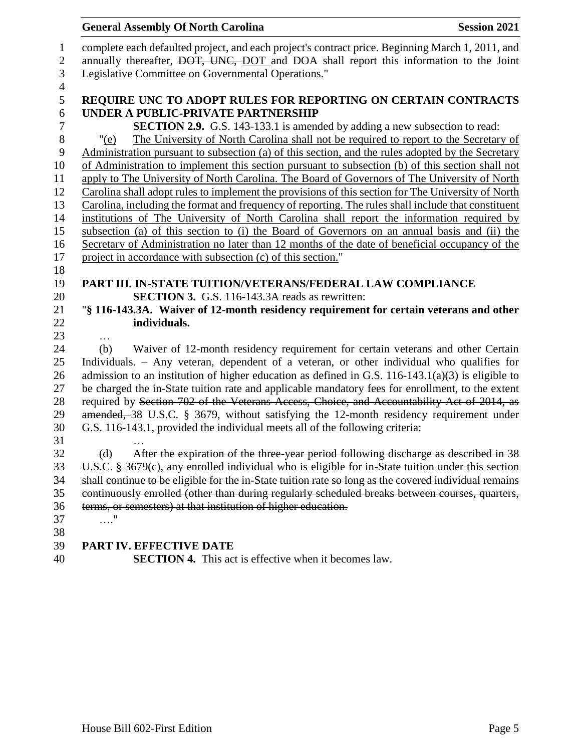complete each defaulted project, and each project's contract price. Beginning March 1, 2011, and annually thereafter, ~~DOT, UNC,~~ DOT and DOA shall report this information to the Joint Legislative Committee on Governmental Operations."

**REQUIRE UNC TO ADOPT RULES FOR REPORTING ON CERTAIN CONTRACTS UNDER A PUBLIC-PRIVATE PARTNERSHIP**

**SECTION 2.9.** G.S. 143-133.1 is amended by adding a new subsection to read:

"(e) The University of North Carolina shall not be required to report to the Secretary of Administration pursuant to subsection (a) of this section, and the rules adopted by the Secretary of Administration to implement this section pursuant to subsection (b) of this section shall not apply to The University of North Carolina. The Board of Governors of The University of North Carolina shall adopt rules to implement the provisions of this section for The University of North Carolina, including the format and frequency of reporting. The rules shall include that constituent institutions of The University of North Carolina shall report the information required by subsection (a) of this section to (i) the Board of Governors on an annual basis and (ii) the Secretary of Administration no later than 12 months of the date of beneficial occupancy of the project in accordance with subsection (c) of this section."

**PART III. IN-STATE TUITION/VETERANS/FEDERAL LAW COMPLIANCE**

**SECTION 3.** G.S. 116-143.3A reads as rewritten:

"**§ 116-143.3A. Waiver of 12-month residency requirement for certain veterans and other individuals.**

…

(b) Waiver of 12-month residency requirement for certain veterans and other Certain Individuals. – Any veteran, dependent of a veteran, or other individual who qualifies for admission to an institution of higher education as defined in G.S. 116-143.1(a)(3) is eligible to be charged the in-State tuition rate and applicable mandatory fees for enrollment, to the extent required by ~~Section 702 of the Veterans Access, Choice, and Accountability Act of 2014, as amended,~~ 38 U.S.C. § 3679, without satisfying the 12-month residency requirement under G.S. 116-143.1, provided the individual meets all of the following criteria:

…

~~(d) After the expiration of the three-year period following discharge as described in 38 U.S.C. § 3679(c), any enrolled individual who is eligible for in-State tuition under this section shall continue to be eligible for the in-State tuition rate so long as the covered individual remains continuously enrolled (other than during regularly scheduled breaks between courses, quarters, terms, or semesters) at that institution of higher education.~~

…."

**PART IV. EFFECTIVE DATE**

**SECTION 4.** This act is effective when it becomes law.